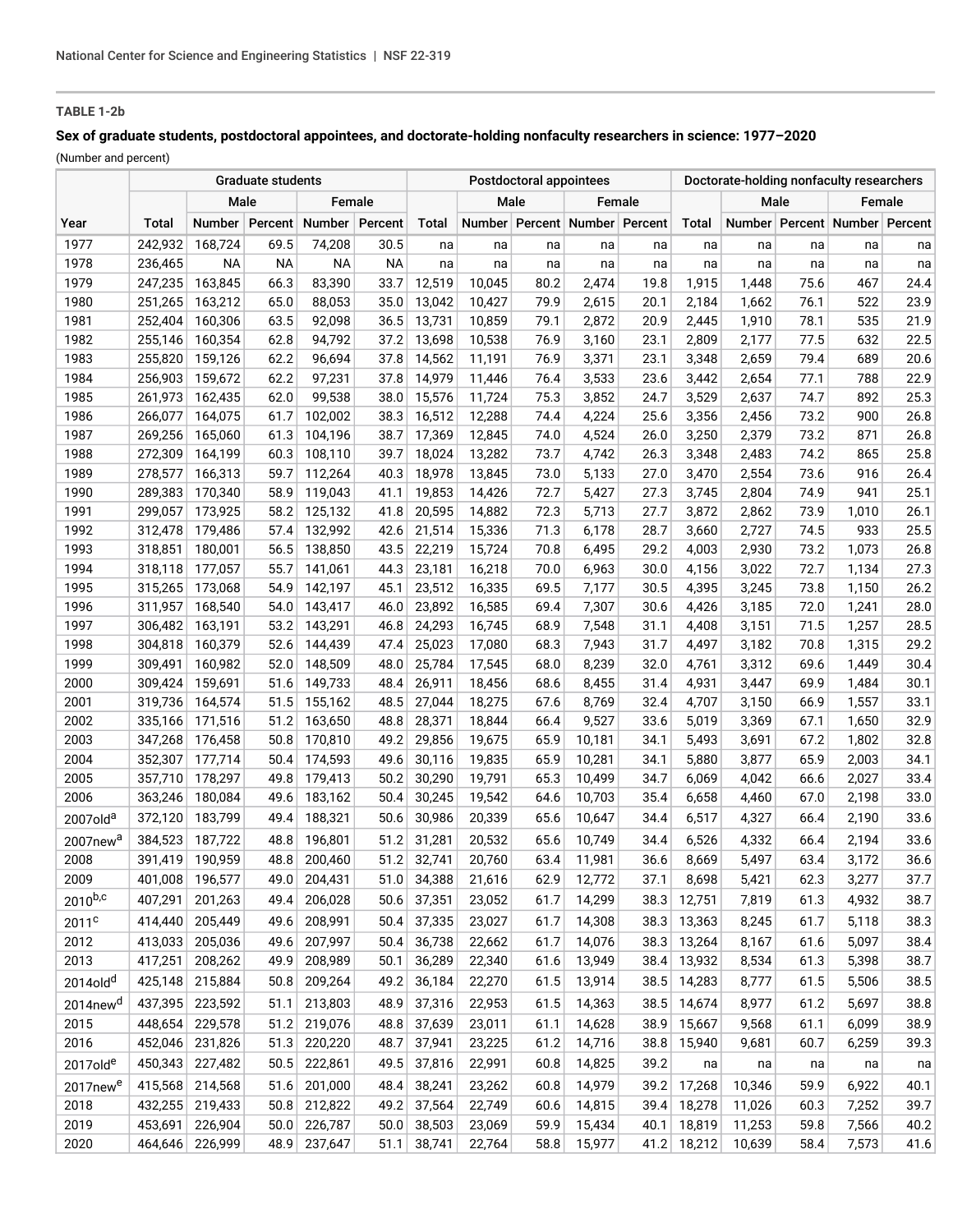**TABLE 1-2b**

**Sex of graduate students, postdoctoral appointees, and doctorate-holding nonfaculty researchers in science: 1977–2020**

(Number and percent)

| | Graduate students | | | | | Postdoctoral appointees | | | | | Doctorate-holding nonfaculty researchers | | | | |
|---|---|---|---|---|---|---|---|---|---|---|---|---|---|---|---|
| | | Male | | Female | | | Male | | Female | | | Male | | Female | |
| Year | Total | Number | Percent | Number | Percent | Total | Number | Percent | Number | Percent | Total | Number | Percent | Number | Percent |
| 1977 | 242,932 | 168,724 | 69.5 | 74,208 | 30.5 | na | na | na | na | na | na | na | na | na | na |
| 1978 | 236,465 | NA | NA | NA | NA | na | na | na | na | na | na | na | na | na | na |
| 1979 | 247,235 | 163,845 | 66.3 | 83,390 | 33.7 | 12,519 | 10,045 | 80.2 | 2,474 | 19.8 | 1,915 | 1,448 | 75.6 | 467 | 24.4 |
| 1980 | 251,265 | 163,212 | 65.0 | 88,053 | 35.0 | 13,042 | 10,427 | 79.9 | 2,615 | 20.1 | 2,184 | 1,662 | 76.1 | 522 | 23.9 |
| 1981 | 252,404 | 160,306 | 63.5 | 92,098 | 36.5 | 13,731 | 10,859 | 79.1 | 2,872 | 20.9 | 2,445 | 1,910 | 78.1 | 535 | 21.9 |
| 1982 | 255,146 | 160,354 | 62.8 | 94,792 | 37.2 | 13,698 | 10,538 | 76.9 | 3,160 | 23.1 | 2,809 | 2,177 | 77.5 | 632 | 22.5 |
| 1983 | 255,820 | 159,126 | 62.2 | 96,694 | 37.8 | 14,562 | 11,191 | 76.9 | 3,371 | 23.1 | 3,348 | 2,659 | 79.4 | 689 | 20.6 |
| 1984 | 256,903 | 159,672 | 62.2 | 97,231 | 37.8 | 14,979 | 11,446 | 76.4 | 3,533 | 23.6 | 3,442 | 2,654 | 77.1 | 788 | 22.9 |
| 1985 | 261,973 | 162,435 | 62.0 | 99,538 | 38.0 | 15,576 | 11,724 | 75.3 | 3,852 | 24.7 | 3,529 | 2,637 | 74.7 | 892 | 25.3 |
| 1986 | 266,077 | 164,075 | 61.7 | 102,002 | 38.3 | 16,512 | 12,288 | 74.4 | 4,224 | 25.6 | 3,356 | 2,456 | 73.2 | 900 | 26.8 |
| 1987 | 269,256 | 165,060 | 61.3 | 104,196 | 38.7 | 17,369 | 12,845 | 74.0 | 4,524 | 26.0 | 3,250 | 2,379 | 73.2 | 871 | 26.8 |
| 1988 | 272,309 | 164,199 | 60.3 | 108,110 | 39.7 | 18,024 | 13,282 | 73.7 | 4,742 | 26.3 | 3,348 | 2,483 | 74.2 | 865 | 25.8 |
| 1989 | 278,577 | 166,313 | 59.7 | 112,264 | 40.3 | 18,978 | 13,845 | 73.0 | 5,133 | 27.0 | 3,470 | 2,554 | 73.6 | 916 | 26.4 |
| 1990 | 289,383 | 170,340 | 58.9 | 119,043 | 41.1 | 19,853 | 14,426 | 72.7 | 5,427 | 27.3 | 3,745 | 2,804 | 74.9 | 941 | 25.1 |
| 1991 | 299,057 | 173,925 | 58.2 | 125,132 | 41.8 | 20,595 | 14,882 | 72.3 | 5,713 | 27.7 | 3,872 | 2,862 | 73.9 | 1,010 | 26.1 |
| 1992 | 312,478 | 179,486 | 57.4 | 132,992 | 42.6 | 21,514 | 15,336 | 71.3 | 6,178 | 28.7 | 3,660 | 2,727 | 74.5 | 933 | 25.5 |
| 1993 | 318,851 | 180,001 | 56.5 | 138,850 | 43.5 | 22,219 | 15,724 | 70.8 | 6,495 | 29.2 | 4,003 | 2,930 | 73.2 | 1,073 | 26.8 |
| 1994 | 318,118 | 177,057 | 55.7 | 141,061 | 44.3 | 23,181 | 16,218 | 70.0 | 6,963 | 30.0 | 4,156 | 3,022 | 72.7 | 1,134 | 27.3 |
| 1995 | 315,265 | 173,068 | 54.9 | 142,197 | 45.1 | 23,512 | 16,335 | 69.5 | 7,177 | 30.5 | 4,395 | 3,245 | 73.8 | 1,150 | 26.2 |
| 1996 | 311,957 | 168,540 | 54.0 | 143,417 | 46.0 | 23,892 | 16,585 | 69.4 | 7,307 | 30.6 | 4,426 | 3,185 | 72.0 | 1,241 | 28.0 |
| 1997 | 306,482 | 163,191 | 53.2 | 143,291 | 46.8 | 24,293 | 16,745 | 68.9 | 7,548 | 31.1 | 4,408 | 3,151 | 71.5 | 1,257 | 28.5 |
| 1998 | 304,818 | 160,379 | 52.6 | 144,439 | 47.4 | 25,023 | 17,080 | 68.3 | 7,943 | 31.7 | 4,497 | 3,182 | 70.8 | 1,315 | 29.2 |
| 1999 | 309,491 | 160,982 | 52.0 | 148,509 | 48.0 | 25,784 | 17,545 | 68.0 | 8,239 | 32.0 | 4,761 | 3,312 | 69.6 | 1,449 | 30.4 |
| 2000 | 309,424 | 159,691 | 51.6 | 149,733 | 48.4 | 26,911 | 18,456 | 68.6 | 8,455 | 31.4 | 4,931 | 3,447 | 69.9 | 1,484 | 30.1 |
| 2001 | 319,736 | 164,574 | 51.5 | 155,162 | 48.5 | 27,044 | 18,275 | 67.6 | 8,769 | 32.4 | 4,707 | 3,150 | 66.9 | 1,557 | 33.1 |
| 2002 | 335,166 | 171,516 | 51.2 | 163,650 | 48.8 | 28,371 | 18,844 | 66.4 | 9,527 | 33.6 | 5,019 | 3,369 | 67.1 | 1,650 | 32.9 |
| 2003 | 347,268 | 176,458 | 50.8 | 170,810 | 49.2 | 29,856 | 19,675 | 65.9 | 10,181 | 34.1 | 5,493 | 3,691 | 67.2 | 1,802 | 32.8 |
| 2004 | 352,307 | 177,714 | 50.4 | 174,593 | 49.6 | 30,116 | 19,835 | 65.9 | 10,281 | 34.1 | 5,880 | 3,877 | 65.9 | 2,003 | 34.1 |
| 2005 | 357,710 | 178,297 | 49.8 | 179,413 | 50.2 | 30,290 | 19,791 | 65.3 | 10,499 | 34.7 | 6,069 | 4,042 | 66.6 | 2,027 | 33.4 |
| 2006 | 363,246 | 180,084 | 49.6 | 183,162 | 50.4 | 30,245 | 19,542 | 64.6 | 10,703 | 35.4 | 6,658 | 4,460 | 67.0 | 2,198 | 33.0 |
| 2007old[a] | 372,120 | 183,799 | 49.4 | 188,321 | 50.6 | 30,986 | 20,339 | 65.6 | 10,647 | 34.4 | 6,517 | 4,327 | 66.4 | 2,190 | 33.6 |
| 2007new[a] | 384,523 | 187,722 | 48.8 | 196,801 | 51.2 | 31,281 | 20,532 | 65.6 | 10,749 | 34.4 | 6,526 | 4,332 | 66.4 | 2,194 | 33.6 |
| 2008 | 391,419 | 190,959 | 48.8 | 200,460 | 51.2 | 32,741 | 20,760 | 63.4 | 11,981 | 36.6 | 8,669 | 5,497 | 63.4 | 3,172 | 36.6 |
| 2009 | 401,008 | 196,577 | 49.0 | 204,431 | 51.0 | 34,388 | 21,616 | 62.9 | 12,772 | 37.1 | 8,698 | 5,421 | 62.3 | 3,277 | 37.7 |
| 2010[b,c] | 407,291 | 201,263 | 49.4 | 206,028 | 50.6 | 37,351 | 23,052 | 61.7 | 14,299 | 38.3 | 12,751 | 7,819 | 61.3 | 4,932 | 38.7 |
| 2011[c] | 414,440 | 205,449 | 49.6 | 208,991 | 50.4 | 37,335 | 23,027 | 61.7 | 14,308 | 38.3 | 13,363 | 8,245 | 61.7 | 5,118 | 38.3 |
| 2012 | 413,033 | 205,036 | 49.6 | 207,997 | 50.4 | 36,738 | 22,662 | 61.7 | 14,076 | 38.3 | 13,264 | 8,167 | 61.6 | 5,097 | 38.4 |
| 2013 | 417,251 | 208,262 | 49.9 | 208,989 | 50.1 | 36,289 | 22,340 | 61.6 | 13,949 | 38.4 | 13,932 | 8,534 | 61.3 | 5,398 | 38.7 |
| 2014old[d] | 425,148 | 215,884 | 50.8 | 209,264 | 49.2 | 36,184 | 22,270 | 61.5 | 13,914 | 38.5 | 14,283 | 8,777 | 61.5 | 5,506 | 38.5 |
| 2014new[d] | 437,395 | 223,592 | 51.1 | 213,803 | 48.9 | 37,316 | 22,953 | 61.5 | 14,363 | 38.5 | 14,674 | 8,977 | 61.2 | 5,697 | 38.8 |
| 2015 | 448,654 | 229,578 | 51.2 | 219,076 | 48.8 | 37,639 | 23,011 | 61.1 | 14,628 | 38.9 | 15,667 | 9,568 | 61.1 | 6,099 | 38.9 |
| 2016 | 452,046 | 231,826 | 51.3 | 220,220 | 48.7 | 37,941 | 23,225 | 61.2 | 14,716 | 38.8 | 15,940 | 9,681 | 60.7 | 6,259 | 39.3 |
| 2017old[e] | 450,343 | 227,482 | 50.5 | 222,861 | 49.5 | 37,816 | 22,991 | 60.8 | 14,825 | 39.2 | na | na | na | na | na |
| 2017new[e] | 415,568 | 214,568 | 51.6 | 201,000 | 48.4 | 38,241 | 23,262 | 60.8 | 14,979 | 39.2 | 17,268 | 10,346 | 59.9 | 6,922 | 40.1 |
| 2018 | 432,255 | 219,433 | 50.8 | 212,822 | 49.2 | 37,564 | 22,749 | 60.6 | 14,815 | 39.4 | 18,278 | 11,026 | 60.3 | 7,252 | 39.7 |
| 2019 | 453,691 | 226,904 | 50.0 | 226,787 | 50.0 | 38,503 | 23,069 | 59.9 | 15,434 | 40.1 | 18,819 | 11,253 | 59.8 | 7,566 | 40.2 |
| 2020 | 464,646 | 226,999 | 48.9 | 237,647 | 51.1 | 38,741 | 22,764 | 58.8 | 15,977 | 41.2 | 18,212 | 10,639 | 58.4 | 7,573 | 41.6 |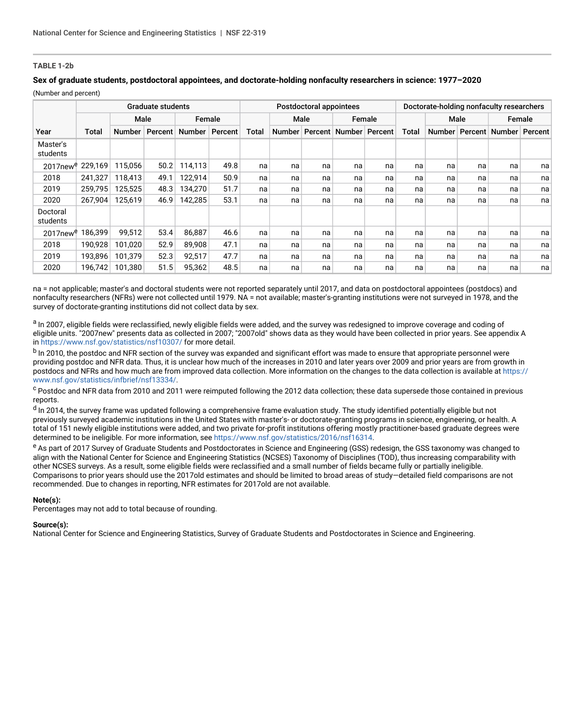**TABLE 1-2b**

**Sex of graduate students, postdoctoral appointees, and doctorate-holding nonfaculty researchers in science: 1977–2020**

(Number and percent)

| Year | Graduate students | | | | | Postdoctoral appointees | | | | | Doctorate-holding nonfaculty researchers | | | | |
|---|---|---|---|---|---|---|---|---|---|---|---|---|---|---|---|
| | Total | Male | | Female | | Total | Male | | Female | | Total | Male | | Female | |
| | | Number | Percent | Number | Percent | | Number | Percent | Number | Percent | | Number | Percent | Number | Percent |
| Master's students | | | | | | | | | | | | | | | |
| 2017new[e] | 229,169 | 115,056 | 50.2 | 114,113 | 49.8 | na | na | na | na | na | na | na | na | na | na |
| 2018 | 241,327 | 118,413 | 49.1 | 122,914 | 50.9 | na | na | na | na | na | na | na | na | na | na |
| 2019 | 259,795 | 125,525 | 48.3 | 134,270 | 51.7 | na | na | na | na | na | na | na | na | na | na |
| 2020 | 267,904 | 125,619 | 46.9 | 142,285 | 53.1 | na | na | na | na | na | na | na | na | na | na |
| Doctoral students | | | | | | | | | | | | | | | |
| 2017new[e] | 186,399 | 99,512 | 53.4 | 86,887 | 46.6 | na | na | na | na | na | na | na | na | na | na |
| 2018 | 190,928 | 101,020 | 52.9 | 89,908 | 47.1 | na | na | na | na | na | na | na | na | na | na |
| 2019 | 193,896 | 101,379 | 52.3 | 92,517 | 47.7 | na | na | na | na | na | na | na | na | na | na |
| 2020 | 196,742 | 101,380 | 51.5 | 95,362 | 48.5 | na | na | na | na | na | na | na | na | na | na |

na = not applicable; master's and doctoral students were not reported separately until 2017, and data on postdoctoral appointees (postdocs) and nonfaculty researchers (NFRs) were not collected until 1979. NA = not available; master's-granting institutions were not surveyed in 1978, and the survey of doctorate-granting institutions did not collect data by sex.

[a] In 2007, eligible fields were reclassified, newly eligible fields were added, and the survey was redesigned to improve coverage and coding of eligible units. "2007new" presents data as collected in 2007; "2007old" shows data as they would have been collected in prior years. See appendix A in https://www.nsf.gov/statistics/nsf10307/ for more detail.

[b] In 2010, the postdoc and NFR section of the survey was expanded and significant effort was made to ensure that appropriate personnel were providing postdoc and NFR data. Thus, it is unclear how much of the increases in 2010 and later years over 2009 and prior years are from growth in postdocs and NFRs and how much are from improved data collection. More information on the changes to the data collection is available at https://www.nsf.gov/statistics/infbrief/nsf13334/.

[c] Postdoc and NFR data from 2010 and 2011 were reimputed following the 2012 data collection; these data supersede those contained in previous reports.

[d] In 2014, the survey frame was updated following a comprehensive frame evaluation study. The study identified potentially eligible but not previously surveyed academic institutions in the United States with master's- or doctorate-granting programs in science, engineering, or health. A total of 151 newly eligible institutions were added, and two private for-profit institutions offering mostly practitioner-based graduate degrees were determined to be ineligible. For more information, see https://www.nsf.gov/statistics/2016/nsf16314.

[e] As part of 2017 Survey of Graduate Students and Postdoctorates in Science and Engineering (GSS) redesign, the GSS taxonomy was changed to align with the National Center for Science and Engineering Statistics (NCSES) Taxonomy of Disciplines (TOD), thus increasing comparability with other NCSES surveys. As a result, some eligible fields were reclassified and a small number of fields became fully or partially ineligible. Comparisons to prior years should use the 2017old estimates and should be limited to broad areas of study—detailed field comparisons are not recommended. Due to changes in reporting, NFR estimates for 2017old are not available.

**Note(s):**
Percentages may not add to total because of rounding.

**Source(s):**
National Center for Science and Engineering Statistics, Survey of Graduate Students and Postdoctorates in Science and Engineering.